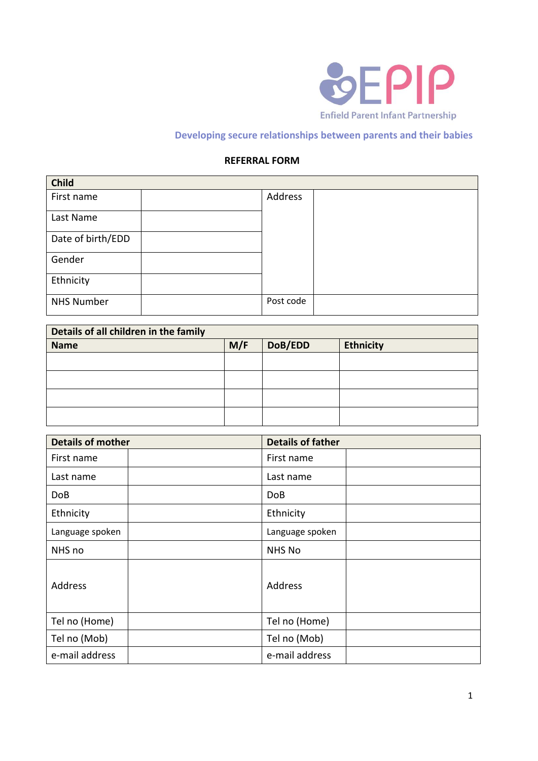EPIP

Enfield Parent Infant Partnership

**Developing secure relationships between parents and their babies**

## REFERRAL FORM

| **Child** | | | |
|---|---|---|---|
| First name | | Address | |
| Last Name | | | |
| Date of birth/EDD | | | |
| Gender | | | |
| Ethnicity | | | |
| NHS Number | | Post code | |

| **Details of all children in the family** | | | |
|---|---|---|---|
| **Name** | **M/F** | **DoB/EDD** | **Ethnicity** |
| | | | |
| | | | |
| | | | |
| | | | |

| **Details of mother** | | **Details of father** | |
|---|---|---|---|
| First name | | First name | |
| Last name | | Last name | |
| DoB | | DoB | |
| Ethnicity | | Ethnicity | |
| Language spoken | | Language spoken | |
| NHS no | | NHS No | |
| Address | | Address | |
| Tel no (Home) | | Tel no (Home) | |
| Tel no (Mob) | | Tel no (Mob) | |
| e-mail address | | e-mail address | |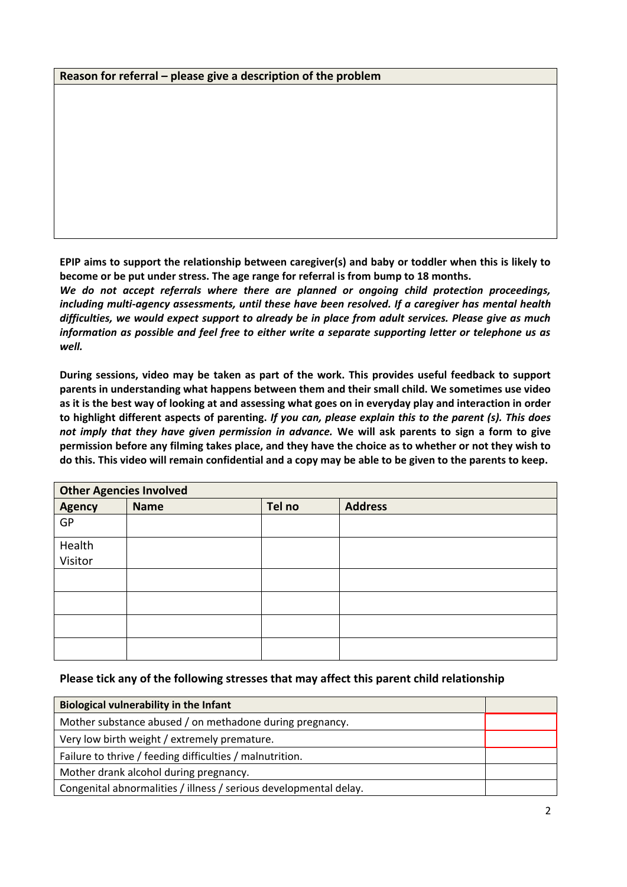| Reason for referral – please give a description of the problem |
| --- |
| |

**EPIP aims to support the relationship between caregiver(s) and baby or toddler when this is likely to become or be put under stress. The age range for referral is from bump to 18 months.**
***We do not accept referrals where there are planned or ongoing child protection proceedings, including multi-agency assessments, until these have been resolved. If a caregiver has mental health difficulties, we would expect support to already be in place from adult services. Please give as much information as possible and feel free to either write a separate supporting letter or telephone us as well.***

**During sessions, video may be taken as part of the work. This provides useful feedback to support parents in understanding what happens between them and their small child. We sometimes use video as it is the best way of looking at and assessing what goes on in everyday play and interaction in order to highlight different aspects of parenting.** ***If you can, please explain this to the parent (s). This does not imply that they have given permission in advance.*** **We will ask parents to sign a form to give permission before any filming takes place, and they have the choice as to whether or not they wish to do this. This video will remain confidential and a copy may be able to be given to the parents to keep.**

| **Other Agencies Involved** | | | |
| --- | --- | --- | --- |
| **Agency** | **Name** | **Tel no** | **Address** |
| GP | | | |
| Health Visitor | | | |
| | | | |
| | | | |
| | | | |
| | | | |

**Please tick any of the following stresses that may affect this parent child relationship**

| **Biological vulnerability in the Infant** | |
| --- | --- |
| Mother substance abused / on methadone during pregnancy. | |
| Very low birth weight / extremely premature. | |
| Failure to thrive / feeding difficulties / malnutrition. | |
| Mother drank alcohol during pregnancy. | |
| Congenital abnormalities / illness / serious developmental delay. | |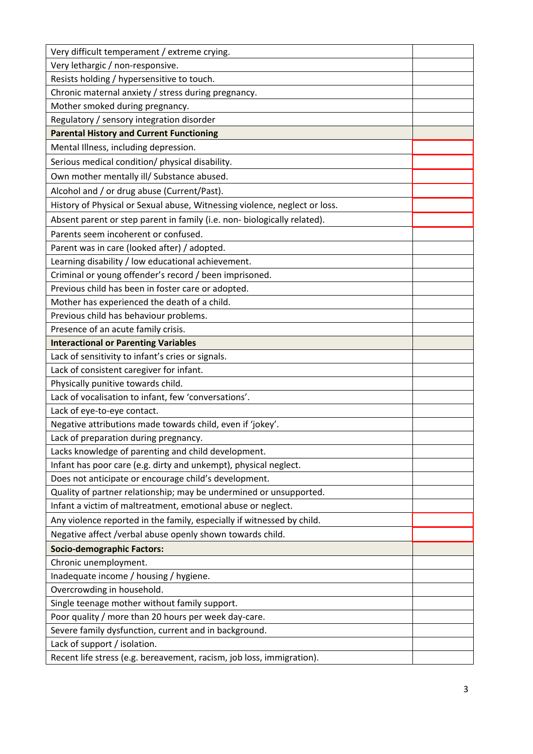| | |
|---|---|
| Very difficult temperament / extreme crying. | |
| Very lethargic / non-responsive. | |
| Resists holding / hypersensitive to touch. | |
| Chronic maternal anxiety / stress during pregnancy. | |
| Mother smoked during pregnancy. | |
| Regulatory / sensory integration disorder | |
| **Parental History and Current Functioning** | |
| Mental Illness, including depression. | |
| Serious medical condition/ physical disability. | |
| Own mother mentally ill/ Substance abused. | |
| Alcohol and / or drug abuse (Current/Past). | |
| History of Physical or Sexual abuse, Witnessing violence, neglect or loss. | |
| Absent parent or step parent in family (i.e. non- biologically related). | |
| Parents seem incoherent or confused. | |
| Parent was in care (looked after) / adopted. | |
| Learning disability / low educational achievement. | |
| Criminal or young offender's record / been imprisoned. | |
| Previous child has been in foster care or adopted. | |
| Mother has experienced the death of a child. | |
| Previous child has behaviour problems. | |
| Presence of an acute family crisis. | |
| **Interactional or Parenting Variables** | |
| Lack of sensitivity to infant's cries or signals. | |
| Lack of consistent caregiver for infant. | |
| Physically punitive towards child. | |
| Lack of vocalisation to infant, few 'conversations'. | |
| Lack of eye-to-eye contact. | |
| Negative attributions made towards child, even if 'jokey'. | |
| Lack of preparation during pregnancy. | |
| Lacks knowledge of parenting and child development. | |
| Infant has poor care (e.g. dirty and unkempt), physical neglect. | |
| Does not anticipate or encourage child's development. | |
| Quality of partner relationship; may be undermined or unsupported. | |
| Infant a victim of maltreatment, emotional abuse or neglect. | |
| Any violence reported in the family, especially if witnessed by child. | |
| Negative affect /verbal abuse openly shown towards child. | |
| **Socio-demographic Factors:** | |
| Chronic unemployment. | |
| Inadequate income / housing / hygiene. | |
| Overcrowding in household. | |
| Single teenage mother without family support. | |
| Poor quality / more than 20 hours per week day-care. | |
| Severe family dysfunction, current and in background. | |
| Lack of support / isolation. | |
| Recent life stress (e.g. bereavement, racism, job loss, immigration). | |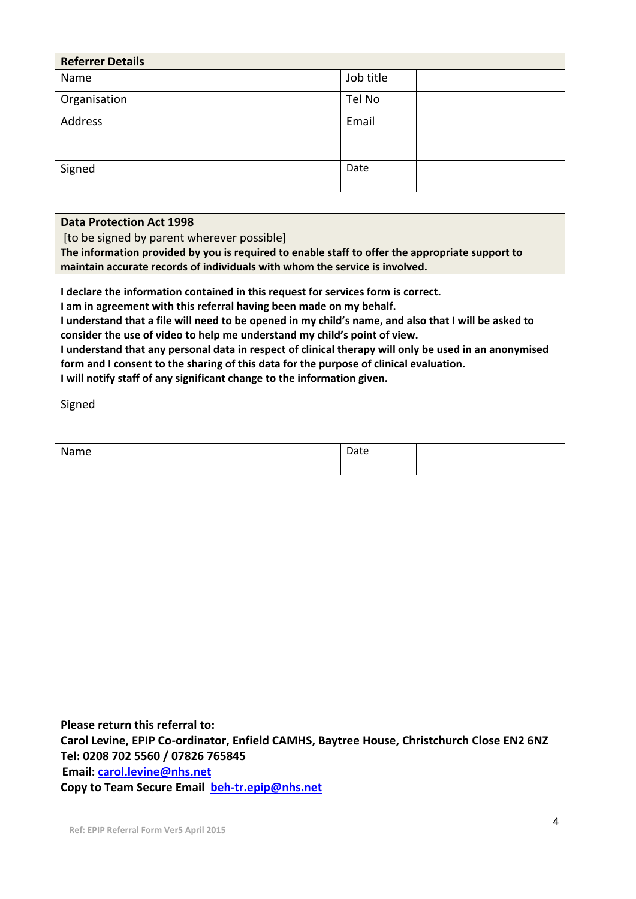| **Referrer Details** | | | |
|---|---|---|---|
| Name | | Job title | |
| Organisation | | Tel No | |
| Address | | Email | |
| Signed | | Date | |

**Data Protection Act 1998**

[to be signed by parent wherever possible]

**The information provided by you is required to enable staff to offer the appropriate support to maintain accurate records of individuals with whom the service is involved.**

**I declare the information contained in this request for services form is correct.**
**I am in agreement with this referral having been made on my behalf.**
**I understand that a file will need to be opened in my child's name, and also that I will be asked to consider the use of video to help me understand my child's point of view.**
**I understand that any personal data in respect of clinical therapy will only be used in an anonymised form and I consent to the sharing of this data for the purpose of clinical evaluation.**
**I will notify staff of any significant change to the information given.**

| | | | |
|---|---|---|---|
| Signed | | | |
| Name | | Date | |

**Please return this referral to:**
**Carol Levine, EPIP Co-ordinator, Enfield CAMHS, Baytree House, Christchurch Close EN2 6NZ**
**Tel: 0208 702 5560 / 07826 765845**
**Email: carol.levine@nhs.net**
**Copy to Team Secure Email beh-tr.epip@nhs.net**

Ref: EPIP Referral Form Ver5 April 2015